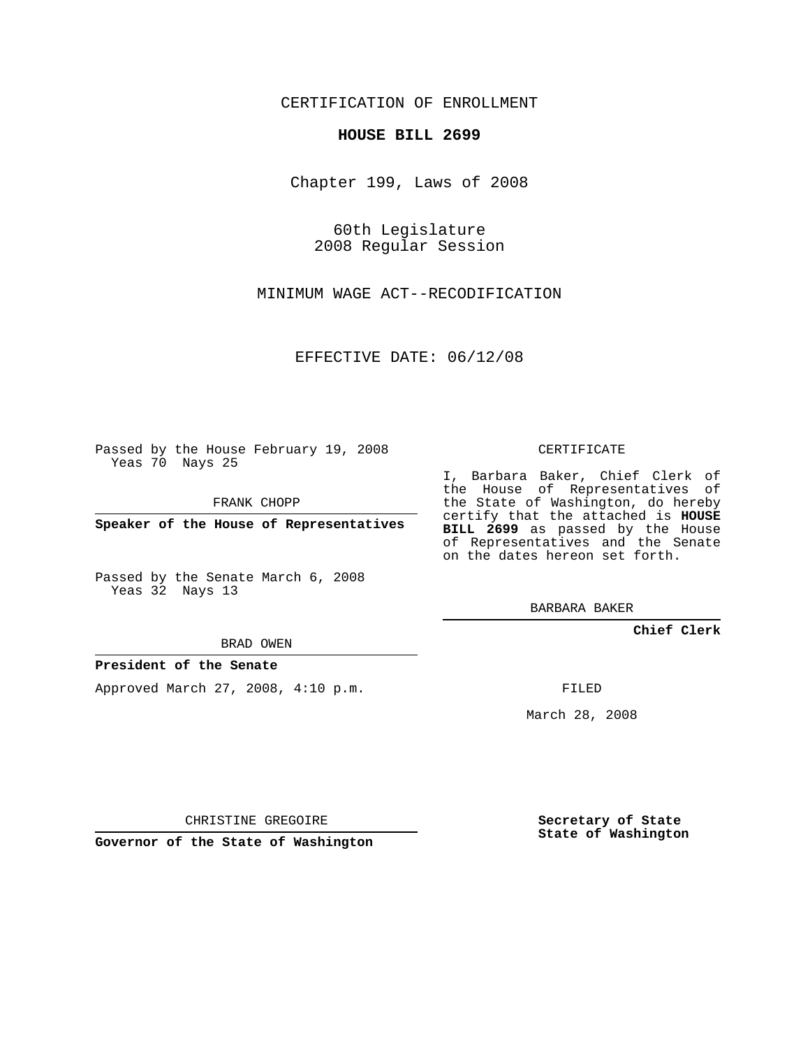CERTIFICATION OF ENROLLMENT

**HOUSE BILL 2699**

Chapter 199, Laws of 2008

60th Legislature
2008 Regular Session

MINIMUM WAGE ACT--RECODIFICATION

EFFECTIVE DATE: 06/12/08

Passed by the House February 19, 2008
Yeas 70 Nays 25

FRANK CHOPP

**Speaker of the House of Representatives**

Passed by the Senate March 6, 2008
Yeas 32 Nays 13

BRAD OWEN

**President of the Senate**

Approved March 27, 2008, 4:10 p.m.

CHRISTINE GREGOIRE

**Governor of the State of Washington**

CERTIFICATE

I, Barbara Baker, Chief Clerk of the House of Representatives of the State of Washington, do hereby certify that the attached is **HOUSE BILL 2699** as passed by the House of Representatives and the Senate on the dates hereon set forth.

BARBARA BAKER

**Chief Clerk**

FILED

March 28, 2008

**Secretary of State**
**State of Washington**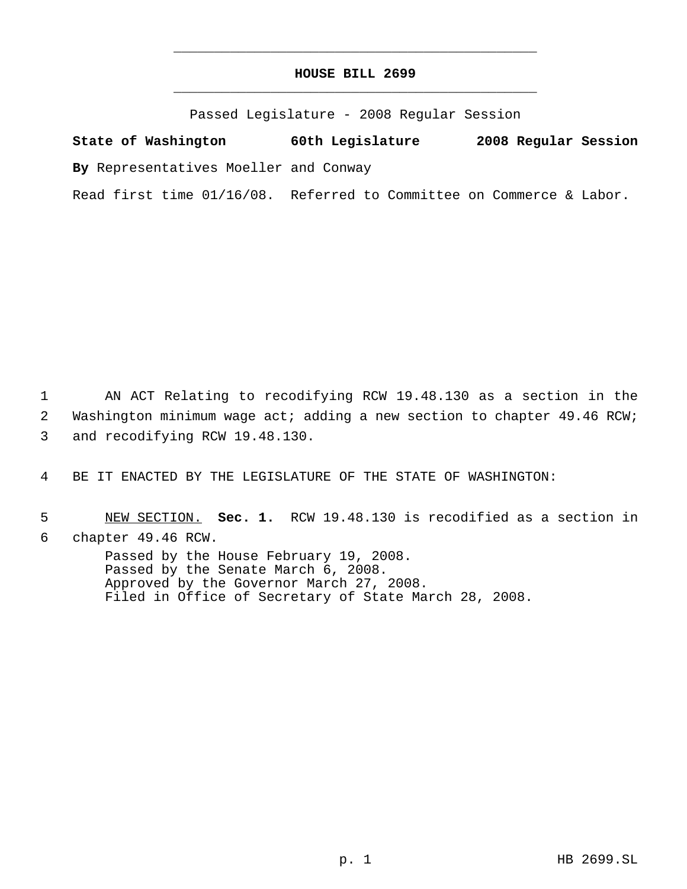# HOUSE BILL 2699

Passed Legislature - 2008 Regular Session

**State of Washington 60th Legislature 2008 Regular Session**

**By** Representatives Moeller and Conway

Read first time 01/16/08. Referred to Committee on Commerce & Labor.

AN ACT Relating to recodifying RCW 19.48.130 as a section in the Washington minimum wage act; adding a new section to chapter 49.46 RCW; and recodifying RCW 19.48.130.

BE IT ENACTED BY THE LEGISLATURE OF THE STATE OF WASHINGTON:

NEW SECTION. **Sec. 1.** RCW 19.48.130 is recodified as a section in chapter 49.46 RCW.

Passed by the House February 19, 2008.
Passed by the Senate March 6, 2008.
Approved by the Governor March 27, 2008.
Filed in Office of Secretary of State March 28, 2008.